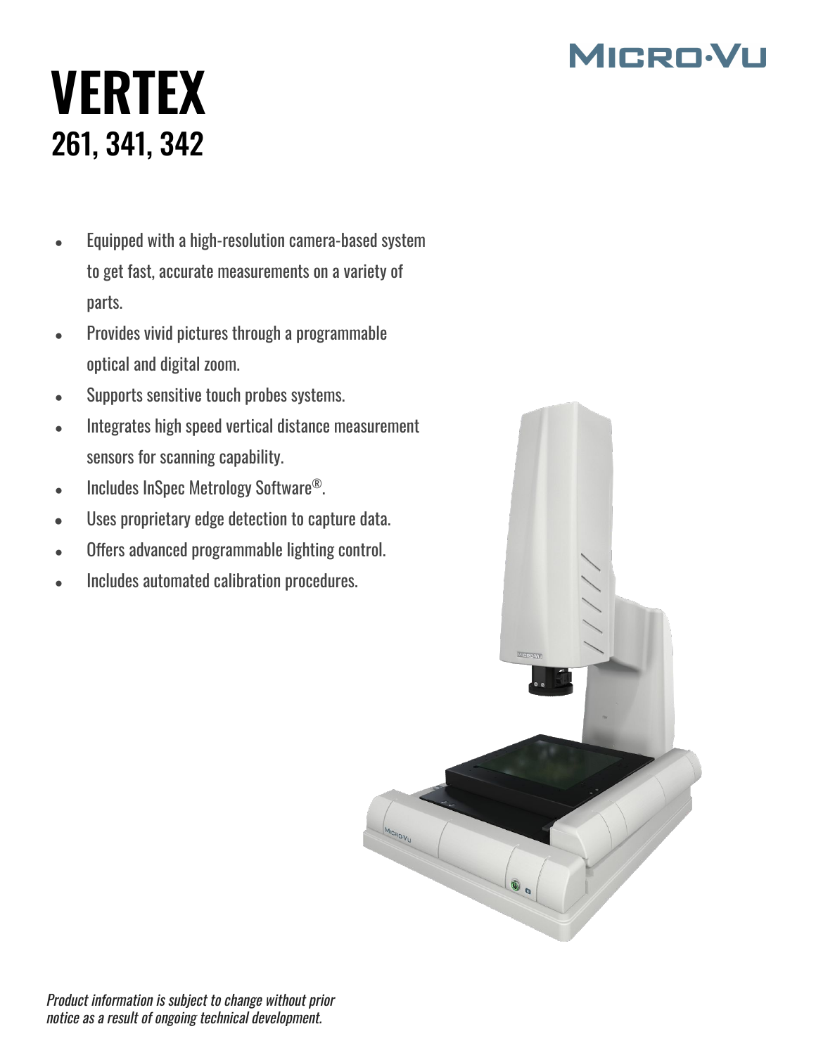MICRO·VU

# VERTEX

## 261, 341, 342

- Equipped with a high-resolution camera-based system to get fast, accurate measurements on a variety of parts.
- Provides vivid pictures through a programmable optical and digital zoom.
- Supports sensitive touch probes systems.
- Integrates high speed vertical distance measurement sensors for scanning capability.
- Includes InSpec Metrology Software®.
- Uses proprietary edge detection to capture data.
- Offers advanced programmable lighting control.
- Includes automated calibration procedures.

*Product information is subject to change without prior notice as a result of ongoing technical development.*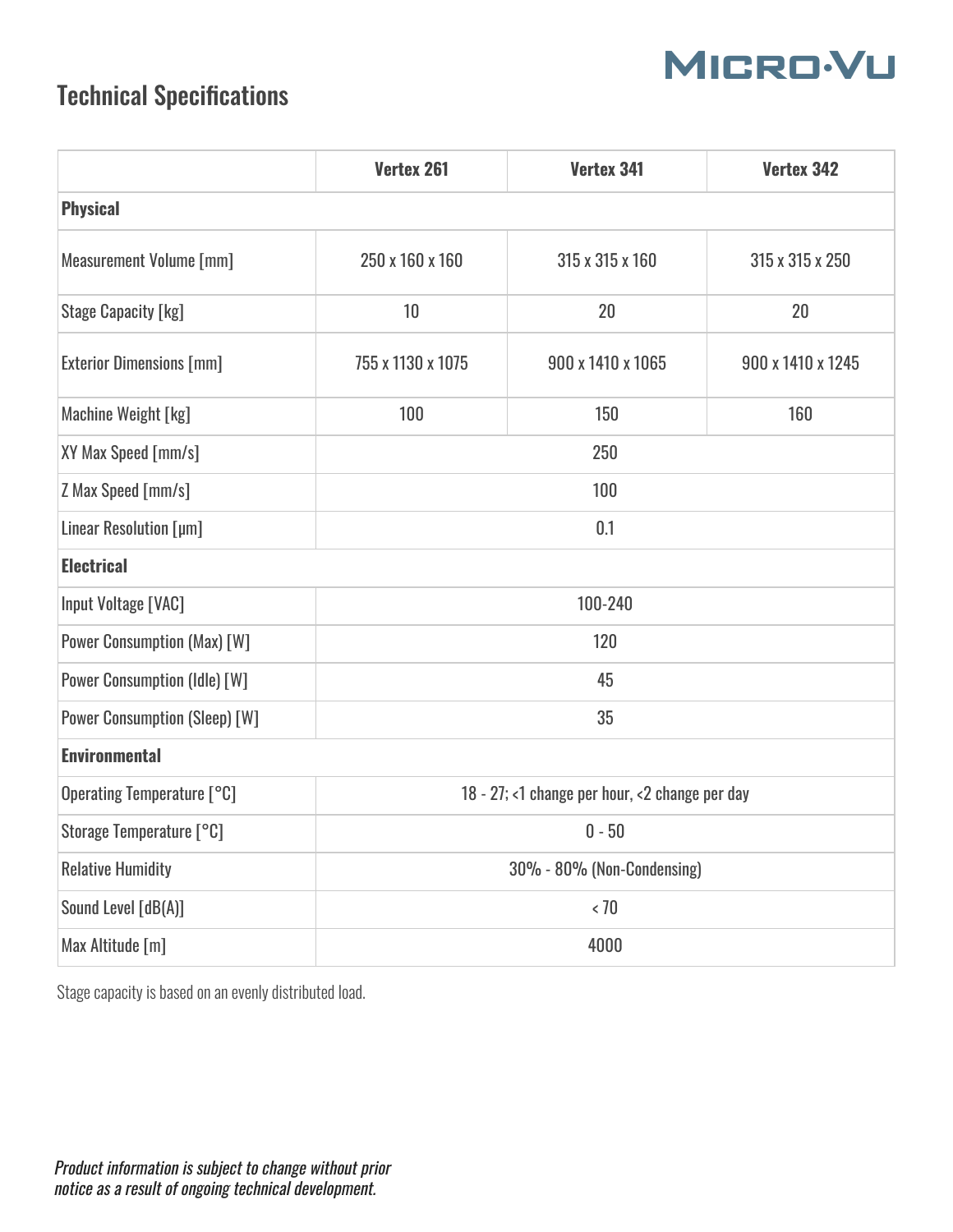## Technical Specifications

| | Vertex 261 | Vertex 341 | Vertex 342 |
|---|---|---|---|
| **Physical** | | | |
| Measurement Volume [mm] | 250 x 160 x 160 | 315 x 315 x 160 | 315 x 315 x 250 |
| Stage Capacity [kg] | 10 | 20 | 20 |
| Exterior Dimensions [mm] | 755 x 1130 x 1075 | 900 x 1410 x 1065 | 900 x 1410 x 1245 |
| Machine Weight [kg] | 100 | 150 | 160 |
| XY Max Speed [mm/s] | 250 | | |
| Z Max Speed [mm/s] | 100 | | |
| Linear Resolution [µm] | 0.1 | | |
| **Electrical** | | | |
| Input Voltage [VAC] | 100-240 | | |
| Power Consumption (Max) [W] | 120 | | |
| Power Consumption (Idle) [W] | 45 | | |
| Power Consumption (Sleep) [W] | 35 | | |
| **Environmental** | | | |
| Operating Temperature [°C] | 18 - 27; <1 change per hour, <2 change per day | | |
| Storage Temperature [°C] | 0 - 50 | | |
| Relative Humidity | 30% - 80% (Non-Condensing) | | |
| Sound Level [dB(A)] | < 70 | | |
| Max Altitude [m] | 4000 | | |

Stage capacity is based on an evenly distributed load.

*Product information is subject to change without prior notice as a result of ongoing technical development.*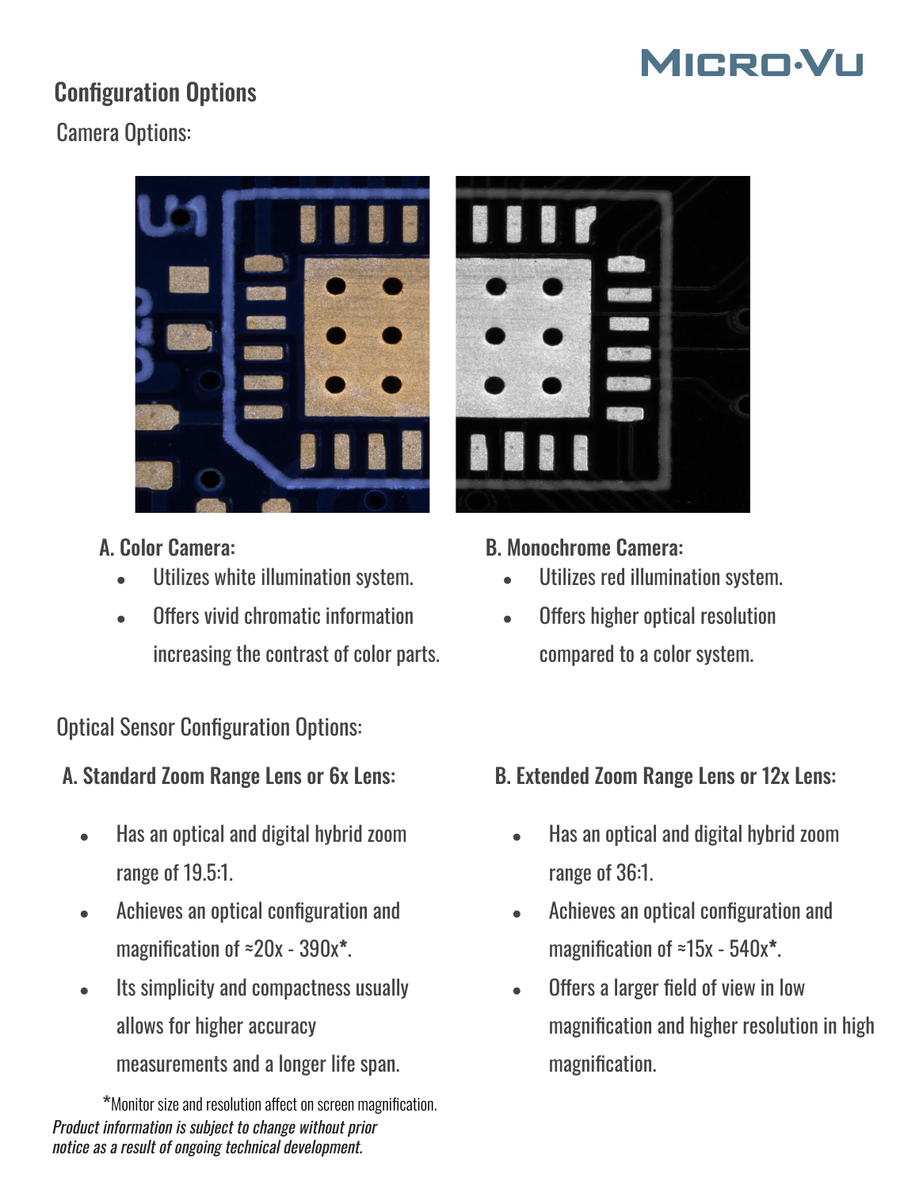## Configuration Options

### Camera Options:

**A. Color Camera:**

- Utilizes white illumination system.
- Offers vivid chromatic information increasing the contrast of color parts.

**B. Monochrome Camera:**

- Utilizes red illumination system.
- Offers higher optical resolution compared to a color system.

### Optical Sensor Configuration Options:

**A. Standard Zoom Range Lens or 6x Lens:**

- Has an optical and digital hybrid zoom range of 19.5:1.
- Achieves an optical configuration and magnification of ≈20x - 390x*.
- Its simplicity and compactness usually allows for higher accuracy measurements and a longer life span.

**B. Extended Zoom Range Lens or 12x Lens:**

- Has an optical and digital hybrid zoom range of 36:1.
- Achieves an optical configuration and magnification of ≈15x - 540x*.
- Offers a larger field of view in low magnification and higher resolution in high magnification.

*Monitor size and resolution affect on screen magnification.

*Product information is subject to change without prior notice as a result of ongoing technical development.*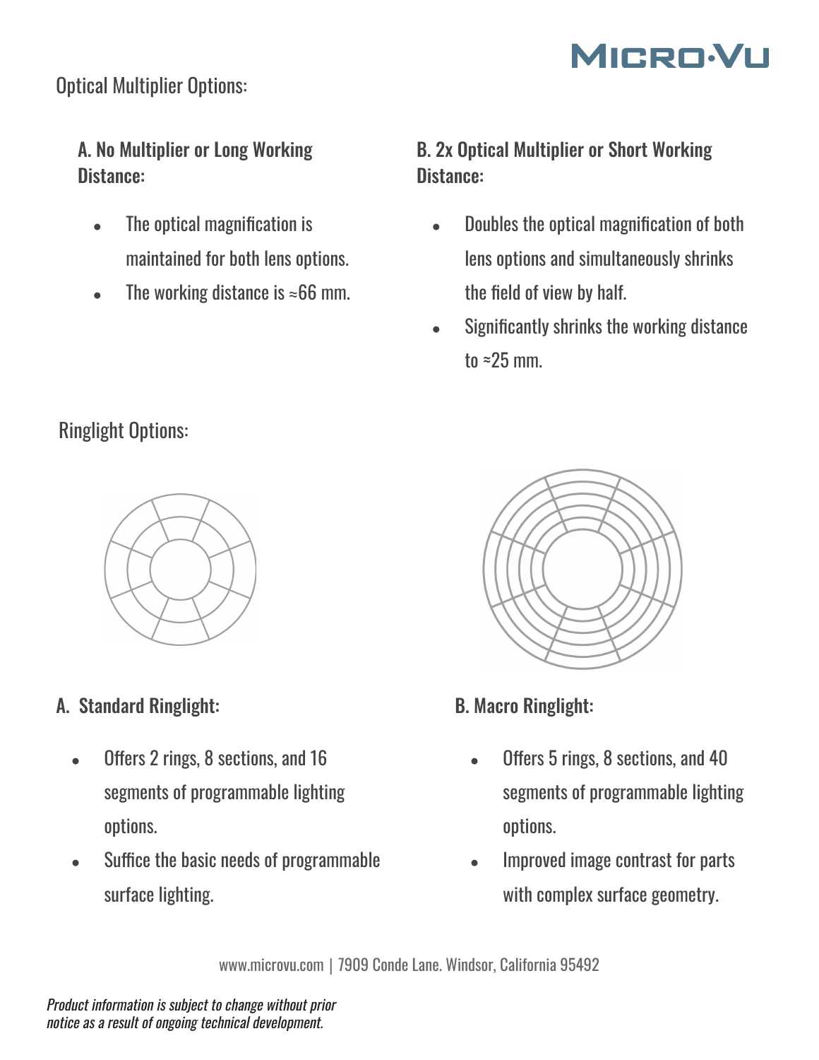## Optical Multiplier Options:

### A. No Multiplier or Long Working Distance:

- The optical magnification is maintained for both lens options.
- The working distance is ≈66 mm.

### B. 2x Optical Multiplier or Short Working Distance:

- Doubles the optical magnification of both lens options and simultaneously shrinks the field of view by half.
- Significantly shrinks the working distance to ≈25 mm.

## Ringlight Options:

### A. Standard Ringlight:

- Offers 2 rings, 8 sections, and 16 segments of programmable lighting options.
- Suffice the basic needs of programmable surface lighting.

### B. Macro Ringlight:

- Offers 5 rings, 8 sections, and 40 segments of programmable lighting options.
- Improved image contrast for parts with complex surface geometry.

www.microvu.com | 7909 Conde Lane. Windsor, California 95492

*Product information is subject to change without prior notice as a result of ongoing technical development.*